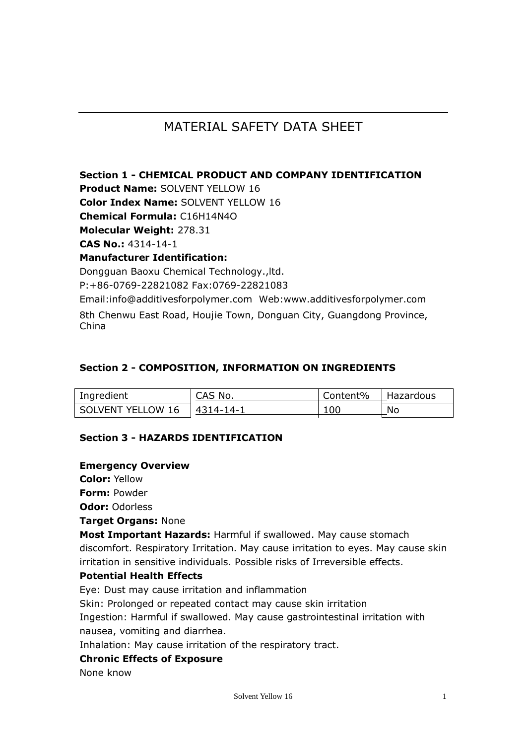# MATERIAL SAFETY DATA SHEET

**Section 1 - CHEMICAL PRODUCT AND COMPANY IDENTIFICATION**

**Product Name:** SOLVENT YELLOW 16

**Color Index Name:** SOLVENT YELLOW 16

**Chemical Formula:** $C_{16}H_{14}N_4O$

**Molecular Weight:** 278.31

**CAS No.:** 4314-14-1

**Manufacturer Identification:**

Dongguan Baoxu Chemical Technology.,ltd.

P:+86-0769-22821082 Fax:0769-22821083

Email:info@additivesforpolymer.com Web:www.additivesforpolymer.com

8th Chenwu East Road, Houjie Town, Donguan City, Guangdong Province, China

**Section 2 - COMPOSITION, INFORMATION ON INGREDIENTS**

| Ingredient | CAS No. | Content% | Hazardous |
|---|---|---|---|
| SOLVENT YELLOW 16 | 4314-14-1 | 100 | No |

**Section 3 - HAZARDS IDENTIFICATION**

**Emergency Overview**

**Color:** Yellow

**Form:** Powder

**Odor:** Odorless

**Target Organs:** None

**Most Important Hazards:** Harmful if swallowed. May cause stomach discomfort. Respiratory Irritation. May cause irritation to eyes. May cause skin irritation in sensitive individuals. Possible risks of Irreversible effects.

**Potential Health Effects**

Eye: Dust may cause irritation and inflammation

Skin: Prolonged or repeated contact may cause skin irritation

Ingestion: Harmful if swallowed. May cause gastrointestinal irritation with nausea, vomiting and diarrhea.

Inhalation: May cause irritation of the respiratory tract.

**Chronic Effects of Exposure**

None know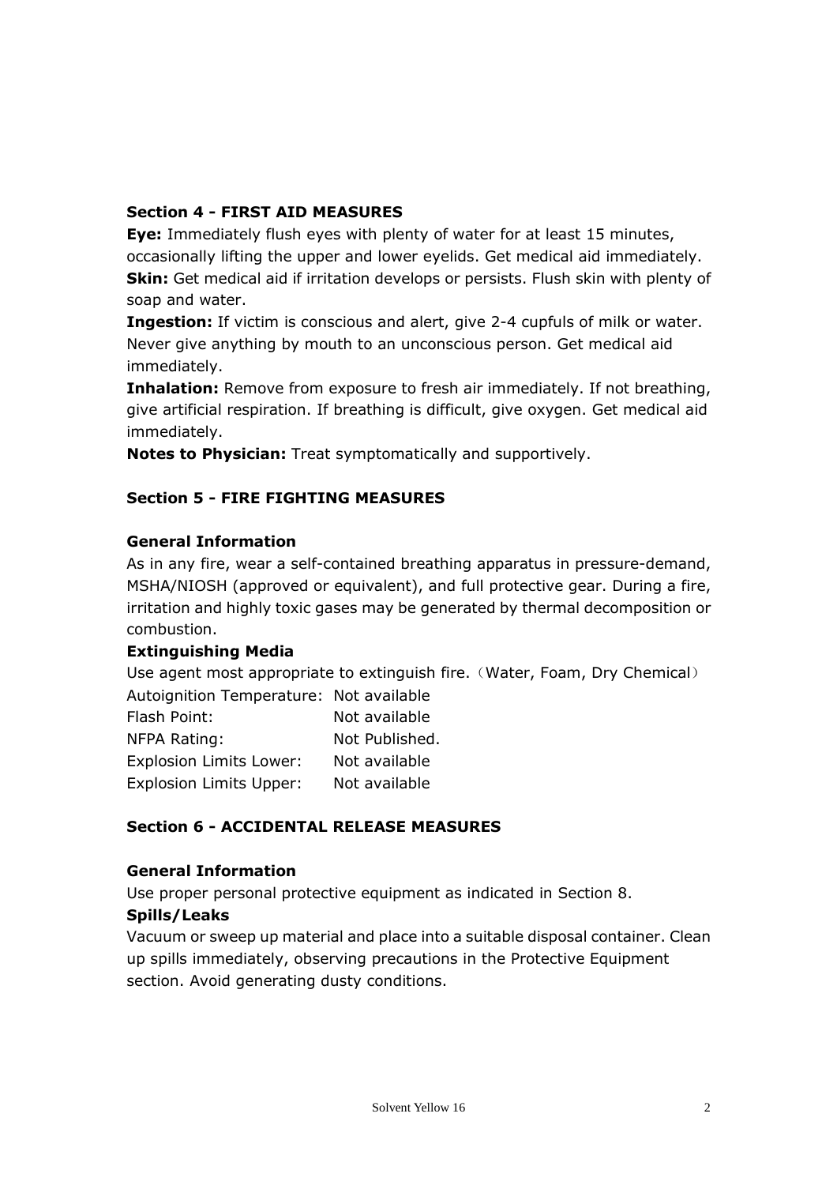### Section 4 - FIRST AID MEASURES

**Eye:** Immediately flush eyes with plenty of water for at least 15 minutes, occasionally lifting the upper and lower eyelids. Get medical aid immediately.

**Skin:** Get medical aid if irritation develops or persists. Flush skin with plenty of soap and water.

**Ingestion:** If victim is conscious and alert, give 2-4 cupfuls of milk or water. Never give anything by mouth to an unconscious person. Get medical aid immediately.

**Inhalation:** Remove from exposure to fresh air immediately. If not breathing, give artificial respiration. If breathing is difficult, give oxygen. Get medical aid immediately.

**Notes to Physician:** Treat symptomatically and supportively.

### Section 5 - FIRE FIGHTING MEASURES

**General Information**

As in any fire, wear a self-contained breathing apparatus in pressure-demand, MSHA/NIOSH (approved or equivalent), and full protective gear. During a fire, irritation and highly toxic gases may be generated by thermal decomposition or combustion.

**Extinguishing Media**

Use agent most appropriate to extinguish fire.（Water, Foam, Dry Chemical）

| | |
|---|---|
| Autoignition Temperature: | Not available |
| Flash Point: | Not available |
| NFPA Rating: | Not Published. |
| Explosion Limits Lower: | Not available |
| Explosion Limits Upper: | Not available |

### Section 6 - ACCIDENTAL RELEASE MEASURES

**General Information**

Use proper personal protective equipment as indicated in Section 8.

**Spills/Leaks**

Vacuum or sweep up material and place into a suitable disposal container. Clean up spills immediately, observing precautions in the Protective Equipment section. Avoid generating dusty conditions.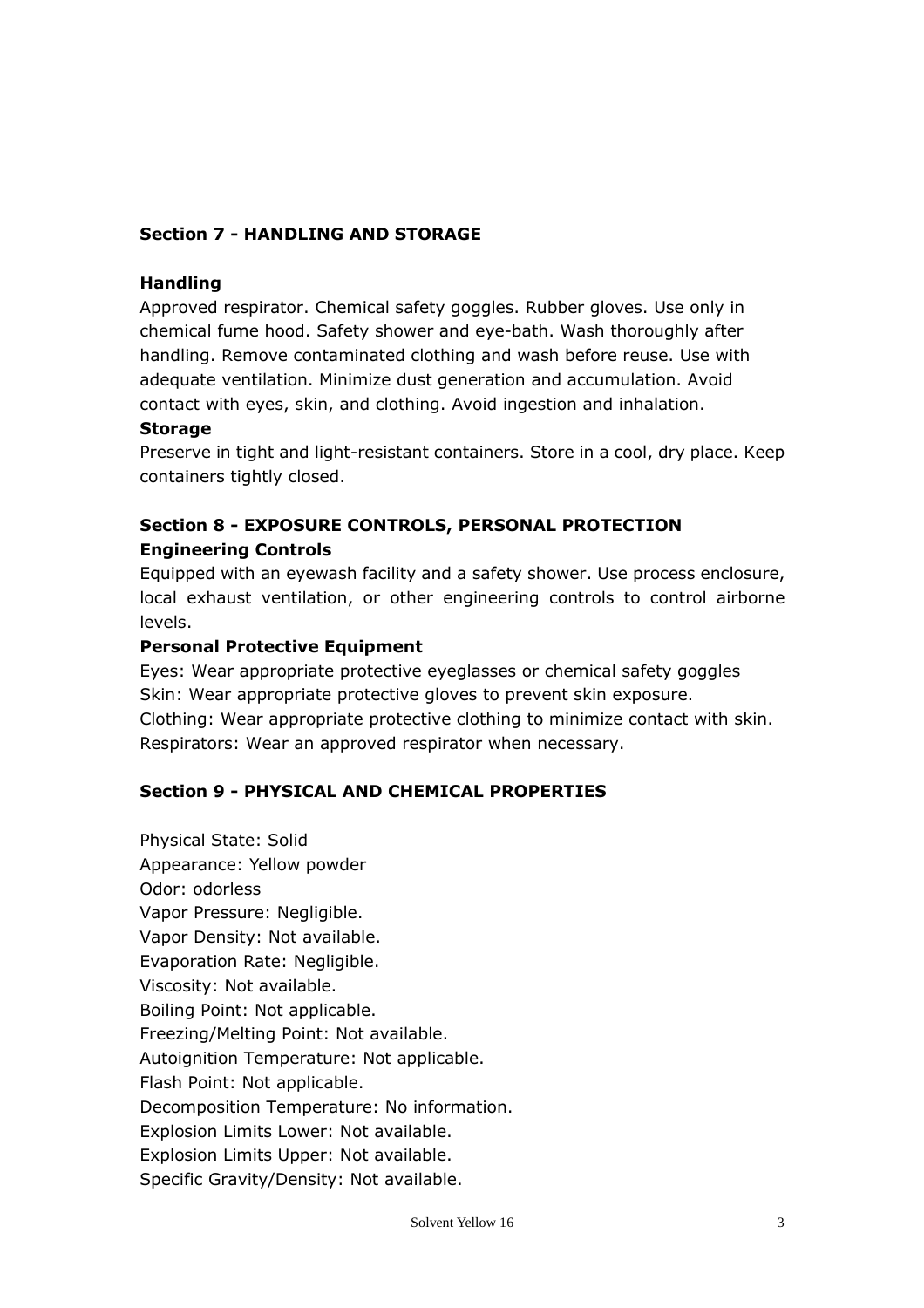## Section 7 - HANDLING AND STORAGE

### Handling

Approved respirator. Chemical safety goggles. Rubber gloves. Use only in chemical fume hood. Safety shower and eye-bath. Wash thoroughly after handling. Remove contaminated clothing and wash before reuse. Use with adequate ventilation. Minimize dust generation and accumulation. Avoid contact with eyes, skin, and clothing. Avoid ingestion and inhalation.

### Storage

Preserve in tight and light-resistant containers. Store in a cool, dry place. Keep containers tightly closed.

## Section 8 - EXPOSURE CONTROLS, PERSONAL PROTECTION

### Engineering Controls

Equipped with an eyewash facility and a safety shower. Use process enclosure, local exhaust ventilation, or other engineering controls to control airborne levels.

### Personal Protective Equipment

Eyes: Wear appropriate protective eyeglasses or chemical safety goggles
Skin: Wear appropriate protective gloves to prevent skin exposure.
Clothing: Wear appropriate protective clothing to minimize contact with skin.
Respirators: Wear an approved respirator when necessary.

## Section 9 - PHYSICAL AND CHEMICAL PROPERTIES

Physical State: Solid
Appearance: Yellow powder
Odor: odorless
Vapor Pressure: Negligible.
Vapor Density: Not available.
Evaporation Rate: Negligible.
Viscosity: Not available.
Boiling Point: Not applicable.
Freezing/Melting Point: Not available.
Autoignition Temperature: Not applicable.
Flash Point: Not applicable.
Decomposition Temperature: No information.
Explosion Limits Lower: Not available.
Explosion Limits Upper: Not available.
Specific Gravity/Density: Not available.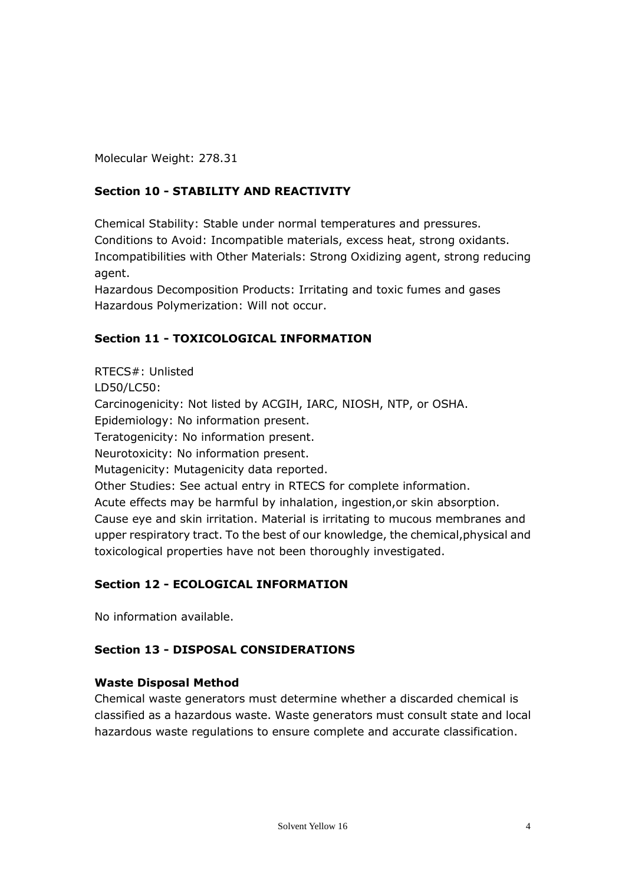Molecular Weight: 278.31

## Section 10 - STABILITY AND REACTIVITY

Chemical Stability: Stable under normal temperatures and pressures.
Conditions to Avoid: Incompatible materials, excess heat, strong oxidants.
Incompatibilities with Other Materials: Strong Oxidizing agent, strong reducing agent.
Hazardous Decomposition Products: Irritating and toxic fumes and gases
Hazardous Polymerization: Will not occur.

## Section 11 - TOXICOLOGICAL INFORMATION

RTECS#: Unlisted
LD50/LC50:
Carcinogenicity: Not listed by ACGIH, IARC, NIOSH, NTP, or OSHA.
Epidemiology: No information present.
Teratogenicity: No information present.
Neurotoxicity: No information present.
Mutagenicity: Mutagenicity data reported.
Other Studies: See actual entry in RTECS for complete information.
Acute effects may be harmful by inhalation, ingestion,or skin absorption. Cause eye and skin irritation. Material is irritating to mucous membranes and upper respiratory tract. To the best of our knowledge, the chemical,physical and toxicological properties have not been thoroughly investigated.

## Section 12 - ECOLOGICAL INFORMATION

No information available.

## Section 13 - DISPOSAL CONSIDERATIONS

### Waste Disposal Method

Chemical waste generators must determine whether a discarded chemical is classified as a hazardous waste. Waste generators must consult state and local hazardous waste regulations to ensure complete and accurate classification.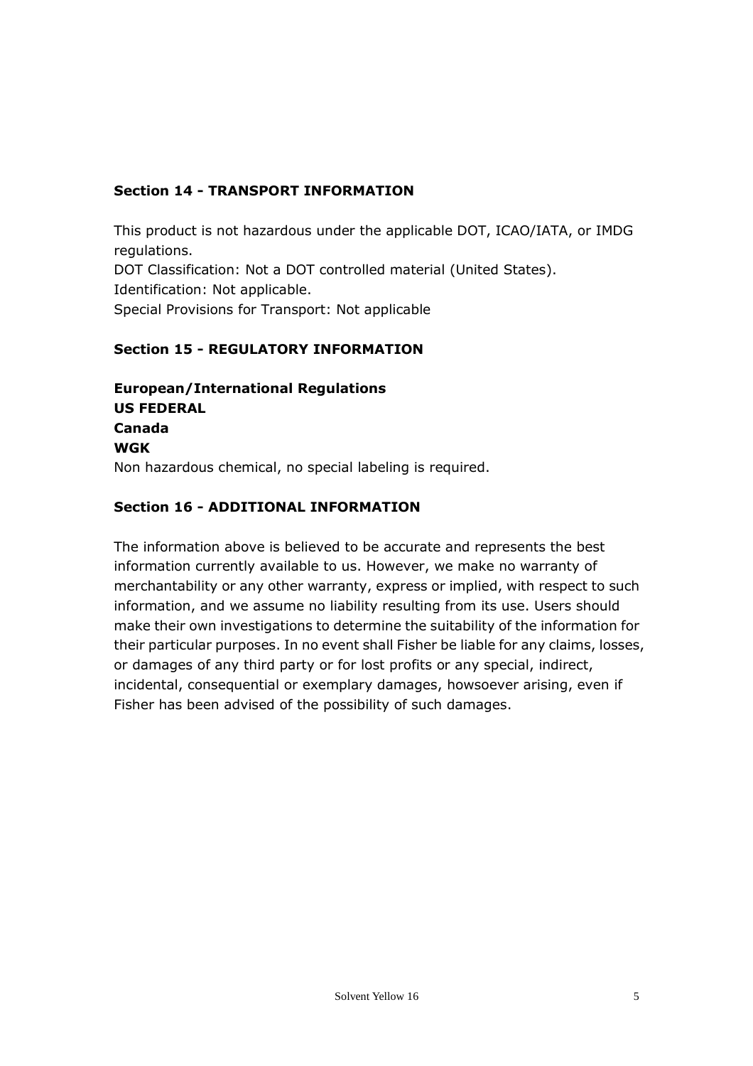## Section 14 - TRANSPORT INFORMATION

This product is not hazardous under the applicable DOT, ICAO/IATA, or IMDG regulations.
DOT Classification: Not a DOT controlled material (United States).
Identification: Not applicable.
Special Provisions for Transport: Not applicable

## Section 15 - REGULATORY INFORMATION

**European/International Regulations**
**US FEDERAL**
**Canada**
**WGK**
Non hazardous chemical, no special labeling is required.

## Section 16 - ADDITIONAL INFORMATION

The information above is believed to be accurate and represents the best information currently available to us. However, we make no warranty of merchantability or any other warranty, express or implied, with respect to such information, and we assume no liability resulting from its use. Users should make their own investigations to determine the suitability of the information for their particular purposes. In no event shall Fisher be liable for any claims, losses, or damages of any third party or for lost profits or any special, indirect, incidental, consequential or exemplary damages, howsoever arising, even if Fisher has been advised of the possibility of such damages.